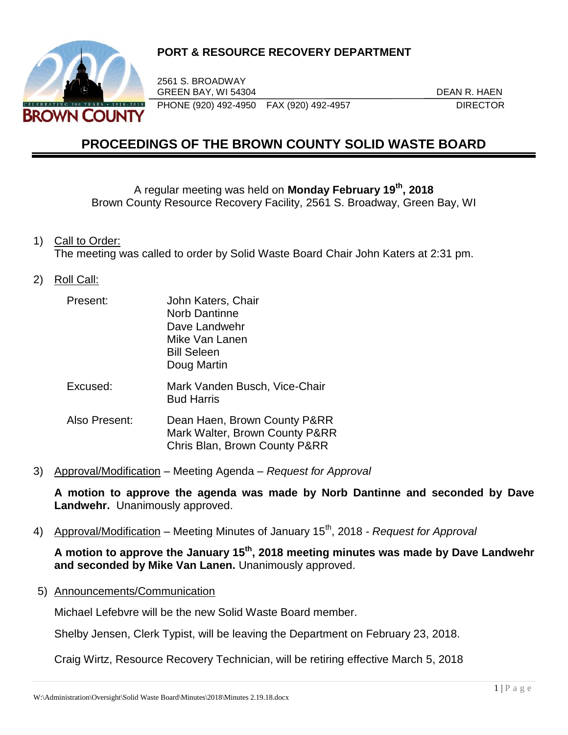**PORT & RESOURCE RECOVERY DEPARTMENT**

2561 S. BROADWAY
GREEN BAY, WI 54304
PHONE (920) 492-4950 FAX (920) 492-4957

DEAN R. HAEN
DIRECTOR

# PROCEEDINGS OF THE BROWN COUNTY SOLID WASTE BOARD

A regular meeting was held on **Monday February 19th, 2018**
Brown County Resource Recovery Facility, 2561 S. Broadway, Green Bay, WI

1) Call to Order:
The meeting was called to order by Solid Waste Board Chair John Katers at 2:31 pm.

2) Roll Call:

| | |
|---|---|
| Present: | John Katers, Chair<br>Norb Dantinne<br>Dave Landwehr<br>Mike Van Lanen<br>Bill Seleen<br>Doug Martin |
| Excused: | Mark Vanden Busch, Vice-Chair<br>Bud Harris |
| Also Present: | Dean Haen, Brown County P&RR<br>Mark Walter, Brown County P&RR<br>Chris Blan, Brown County P&RR |

3) Approval/Modification – Meeting Agenda – *Request for Approval*

**A motion to approve the agenda was made by Norb Dantinne and seconded by Dave Landwehr.** Unanimously approved.

4) Approval/Modification – Meeting Minutes of January 15th, 2018 - *Request for Approval*

**A motion to approve the January 15th, 2018 meeting minutes was made by Dave Landwehr and seconded by Mike Van Lanen.** Unanimously approved.

5) Announcements/Communication

Michael Lefebvre will be the new Solid Waste Board member.

Shelby Jensen, Clerk Typist, will be leaving the Department on February 23, 2018.

Craig Wirtz, Resource Recovery Technician, will be retiring effective March 5, 2018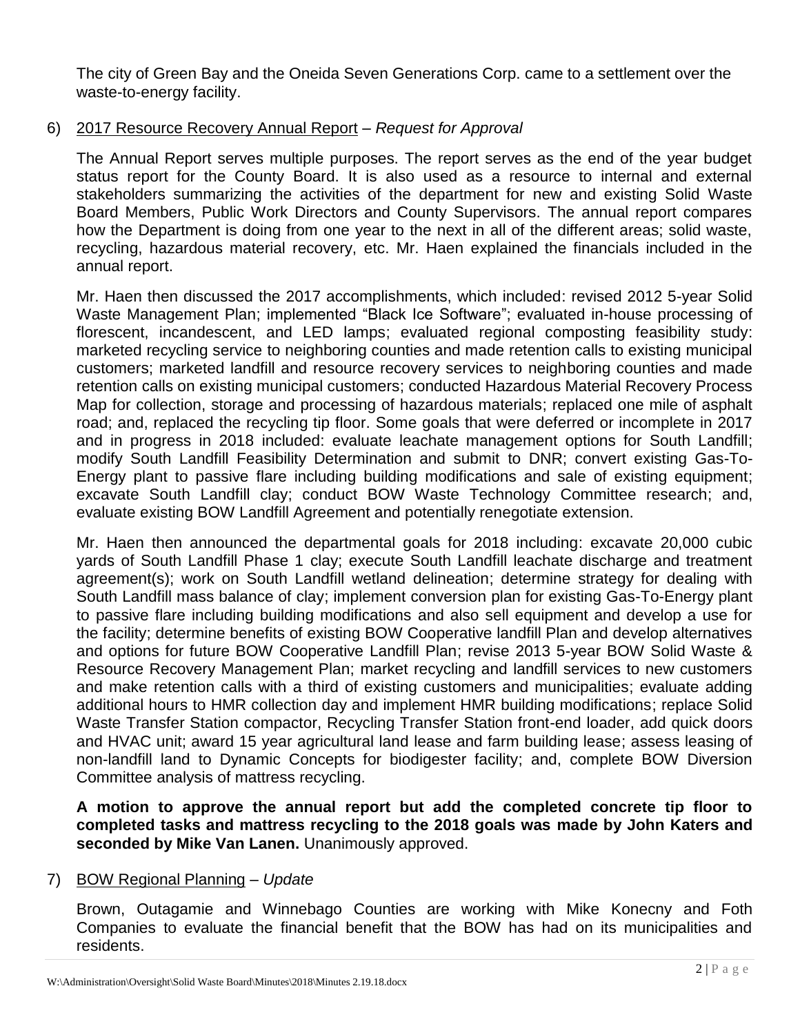The city of Green Bay and the Oneida Seven Generations Corp. came to a settlement over the waste-to-energy facility.

6) <u>2017 Resource Recovery Annual Report</u> – *Request for Approval*

   The Annual Report serves multiple purposes. The report serves as the end of the year budget status report for the County Board. It is also used as a resource to internal and external stakeholders summarizing the activities of the department for new and existing Solid Waste Board Members, Public Work Directors and County Supervisors. The annual report compares how the Department is doing from one year to the next in all of the different areas; solid waste, recycling, hazardous material recovery, etc. Mr. Haen explained the financials included in the annual report.

   Mr. Haen then discussed the 2017 accomplishments, which included: revised 2012 5-year Solid Waste Management Plan; implemented "Black Ice Software"; evaluated in-house processing of florescent, incandescent, and LED lamps; evaluated regional composting feasibility study: marketed recycling service to neighboring counties and made retention calls to existing municipal customers; marketed landfill and resource recovery services to neighboring counties and made retention calls on existing municipal customers; conducted Hazardous Material Recovery Process Map for collection, storage and processing of hazardous materials; replaced one mile of asphalt road; and, replaced the recycling tip floor. Some goals that were deferred or incomplete in 2017 and in progress in 2018 included: evaluate leachate management options for South Landfill; modify South Landfill Feasibility Determination and submit to DNR; convert existing Gas-To-Energy plant to passive flare including building modifications and sale of existing equipment; excavate South Landfill clay; conduct BOW Waste Technology Committee research; and, evaluate existing BOW Landfill Agreement and potentially renegotiate extension.

   Mr. Haen then announced the departmental goals for 2018 including: excavate 20,000 cubic yards of South Landfill Phase 1 clay; execute South Landfill leachate discharge and treatment agreement(s); work on South Landfill wetland delineation; determine strategy for dealing with South Landfill mass balance of clay; implement conversion plan for existing Gas-To-Energy plant to passive flare including building modifications and also sell equipment and develop a use for the facility; determine benefits of existing BOW Cooperative landfill Plan and develop alternatives and options for future BOW Cooperative Landfill Plan; revise 2013 5-year BOW Solid Waste & Resource Recovery Management Plan; market recycling and landfill services to new customers and make retention calls with a third of existing customers and municipalities; evaluate adding additional hours to HMR collection day and implement HMR building modifications; replace Solid Waste Transfer Station compactor, Recycling Transfer Station front-end loader, add quick doors and HVAC unit; award 15 year agricultural land lease and farm building lease; assess leasing of non-landfill land to Dynamic Concepts for biodigester facility; and, complete BOW Diversion Committee analysis of mattress recycling.

   **A motion to approve the annual report but add the completed concrete tip floor to completed tasks and mattress recycling to the 2018 goals was made by John Katers and seconded by Mike Van Lanen.** Unanimously approved.

7) <u>BOW Regional Planning</u> – *Update*

   Brown, Outagamie and Winnebago Counties are working with Mike Konecny and Foth Companies to evaluate the financial benefit that the BOW has had on its municipalities and residents.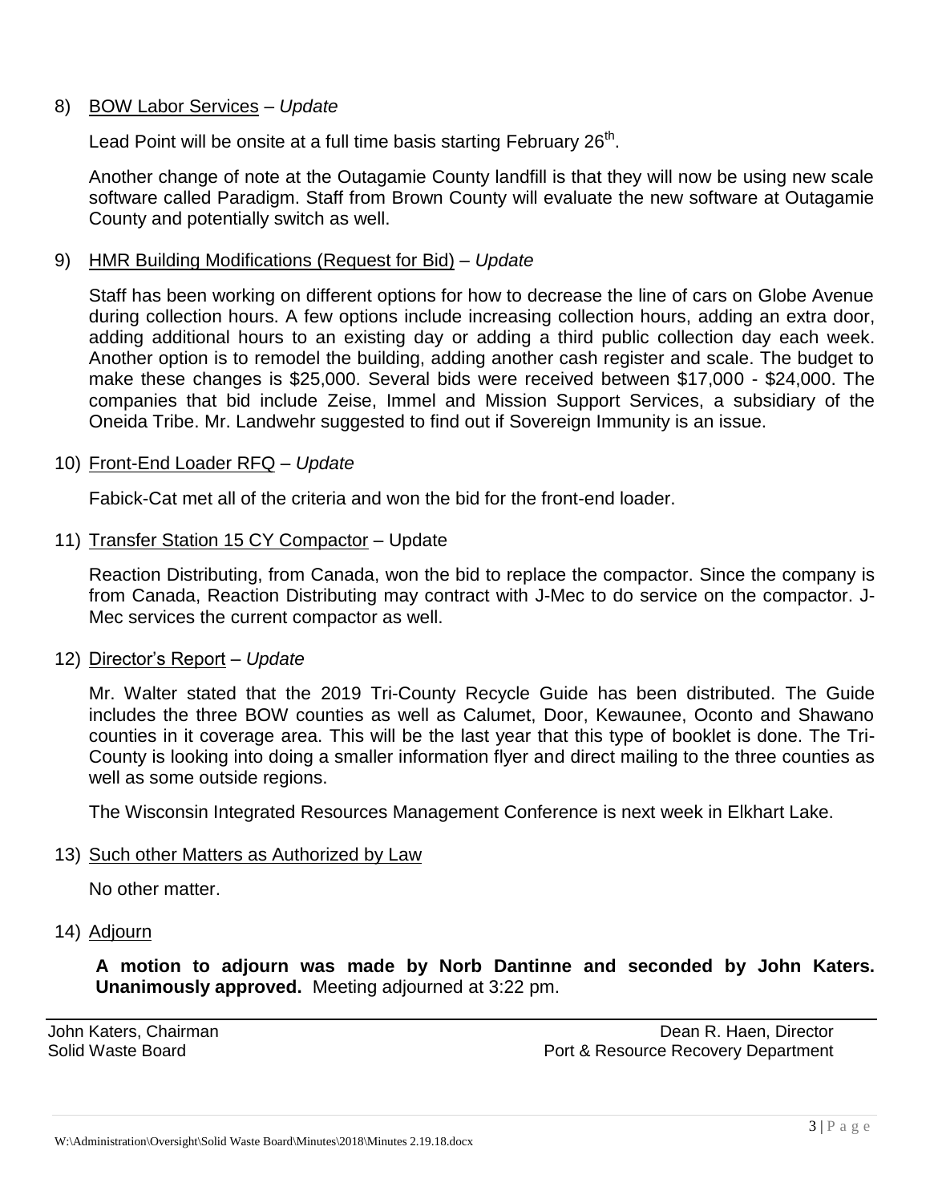8) BOW Labor Services – *Update*

Lead Point will be onsite at a full time basis starting February 26th.

Another change of note at the Outagamie County landfill is that they will now be using new scale software called Paradigm. Staff from Brown County will evaluate the new software at Outagamie County and potentially switch as well.

9) HMR Building Modifications (Request for Bid) – *Update*

Staff has been working on different options for how to decrease the line of cars on Globe Avenue during collection hours. A few options include increasing collection hours, adding an extra door, adding additional hours to an existing day or adding a third public collection day each week. Another option is to remodel the building, adding another cash register and scale. The budget to make these changes is $25,000. Several bids were received between $17,000 - $24,000. The companies that bid include Zeise, Immel and Mission Support Services, a subsidiary of the Oneida Tribe. Mr. Landwehr suggested to find out if Sovereign Immunity is an issue.

10) Front-End Loader RFQ – *Update*

Fabick-Cat met all of the criteria and won the bid for the front-end loader.

11) Transfer Station 15 CY Compactor – Update

Reaction Distributing, from Canada, won the bid to replace the compactor. Since the company is from Canada, Reaction Distributing may contract with J-Mec to do service on the compactor. J-Mec services the current compactor as well.

12) Director's Report – *Update*

Mr. Walter stated that the 2019 Tri-County Recycle Guide has been distributed. The Guide includes the three BOW counties as well as Calumet, Door, Kewaunee, Oconto and Shawano counties in it coverage area. This will be the last year that this type of booklet is done. The Tri-County is looking into doing a smaller information flyer and direct mailing to the three counties as well as some outside regions.

The Wisconsin Integrated Resources Management Conference is next week in Elkhart Lake.

13) Such other Matters as Authorized by Law

No other matter.

14) Adjourn

**A motion to adjourn was made by Norb Dantinne and seconded by John Katers. Unanimously approved.** Meeting adjourned at 3:22 pm.

---

John Katers, Chairman
Solid Waste Board

Dean R. Haen, Director
Port & Resource Recovery Department

W:\Administration\Oversight\Solid Waste Board\Minutes\2018\Minutes 2.19.18.docx